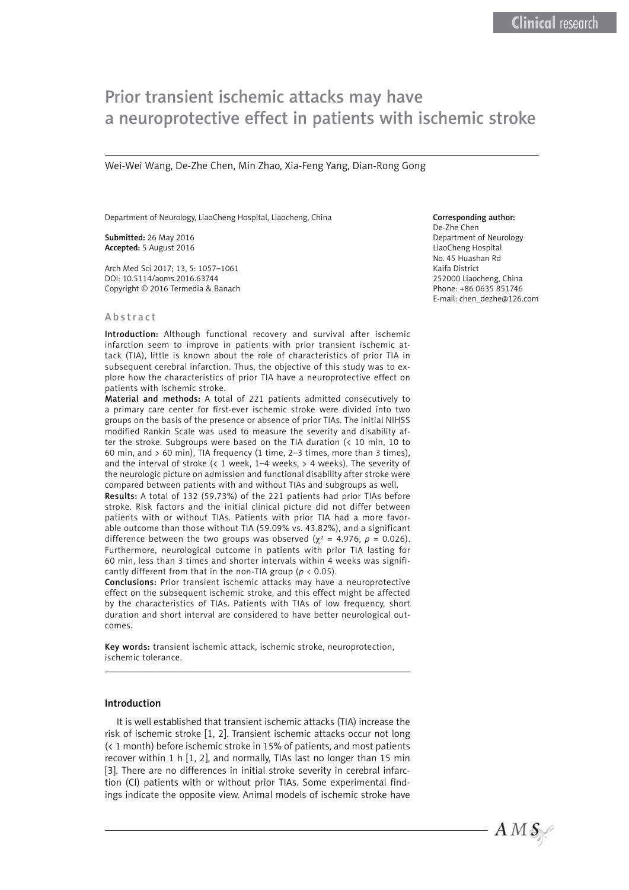Clinical research

# Prior transient ischemic attacks may have a neuroprotective effect in patients with ischemic stroke

Wei-Wei Wang, De-Zhe Chen, Min Zhao, Xia-Feng Yang, Dian-Rong Gong

Department of Neurology, LiaoCheng Hospital, Liaocheng, China

**Submitted:** 26 May 2016
**Accepted:** 5 August 2016

Arch Med Sci 2017; 13, 5: 1057–1061
DOI: 10.5114/aoms.2016.63744
Copyright © 2016 Termedia & Banach

**Corresponding author:**
De-Zhe Chen
Department of Neurology
LiaoCheng Hospital
No. 45 Huashan Rd
Kaifa District
252000 Liaocheng, China
Phone: +86 0635 851746
E-mail: chen_dezhe@126.com

## Abstract

**Introduction:** Although functional recovery and survival after ischemic infarction seem to improve in patients with prior transient ischemic attack (TIA), little is known about the role of characteristics of prior TIA in subsequent cerebral infarction. Thus, the objective of this study was to explore how the characteristics of prior TIA have a neuroprotective effect on patients with ischemic stroke.

**Material and methods:** A total of 221 patients admitted consecutively to a primary care center for first-ever ischemic stroke were divided into two groups on the basis of the presence or absence of prior TIAs. The initial NIHSS modified Rankin Scale was used to measure the severity and disability after the stroke. Subgroups were based on the TIA duration (< 10 min, 10 to 60 min, and > 60 min), TIA frequency (1 time, 2–3 times, more than 3 times), and the interval of stroke (< 1 week, 1–4 weeks, > 4 weeks). The severity of the neurologic picture on admission and functional disability after stroke were compared between patients with and without TIAs and subgroups as well.

**Results:** A total of 132 (59.73%) of the 221 patients had prior TIAs before stroke. Risk factors and the initial clinical picture did not differ between patients with or without TIAs. Patients with prior TIA had a more favorable outcome than those without TIA (59.09% vs. 43.82%), and a significant difference between the two groups was observed ($\chi^2 = 4.976$, $p = 0.026$). Furthermore, neurological outcome in patients with prior TIA lasting for 60 min, less than 3 times and shorter intervals within 4 weeks was significantly different from that in the non-TIA group ($p < 0.05$).

**Conclusions:** Prior transient ischemic attacks may have a neuroprotective effect on the subsequent ischemic stroke, and this effect might be affected by the characteristics of TIAs. Patients with TIAs of low frequency, short duration and short interval are considered to have better neurological outcomes.

**Key words:** transient ischemic attack, ischemic stroke, neuroprotection, ischemic tolerance.

## Introduction

It is well established that transient ischemic attacks (TIA) increase the risk of ischemic stroke [1, 2]. Transient ischemic attacks occur not long (< 1 month) before ischemic stroke in 15% of patients, and most patients recover within 1 h [1, 2], and normally, TIAs last no longer than 15 min [3]. There are no differences in initial stroke severity in cerebral infarction (CI) patients with or without prior TIAs. Some experimental findings indicate the opposite view. Animal models of ischemic stroke have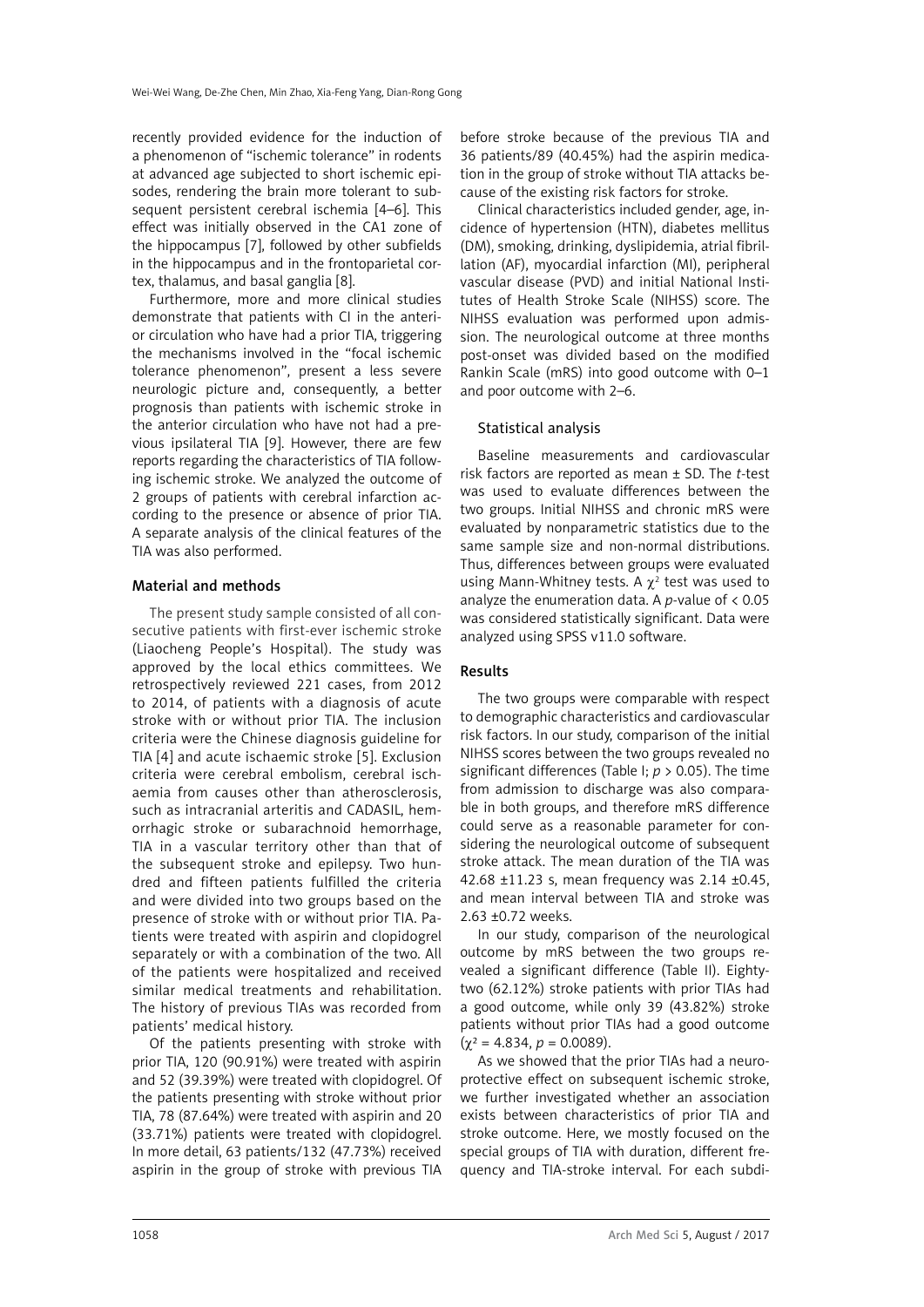recently provided evidence for the induction of a phenomenon of "ischemic tolerance" in rodents at advanced age subjected to short ischemic episodes, rendering the brain more tolerant to subsequent persistent cerebral ischemia [4–6]. This effect was initially observed in the CA1 zone of the hippocampus [7], followed by other subfields in the hippocampus and in the frontoparietal cortex, thalamus, and basal ganglia [8].

Furthermore, more and more clinical studies demonstrate that patients with CI in the anterior circulation who have had a prior TIA, triggering the mechanisms involved in the "focal ischemic tolerance phenomenon", present a less severe neurologic picture and, consequently, a better prognosis than patients with ischemic stroke in the anterior circulation who have not had a previous ipsilateral TIA [9]. However, there are few reports regarding the characteristics of TIA following ischemic stroke. We analyzed the outcome of 2 groups of patients with cerebral infarction according to the presence or absence of prior TIA. A separate analysis of the clinical features of the TIA was also performed.

## Material and methods

The present study sample consisted of all consecutive patients with first-ever ischemic stroke (Liaocheng People's Hospital). The study was approved by the local ethics committees. We retrospectively reviewed 221 cases, from 2012 to 2014, of patients with a diagnosis of acute stroke with or without prior TIA. The inclusion criteria were the Chinese diagnosis guideline for TIA [4] and acute ischaemic stroke [5]. Exclusion criteria were cerebral embolism, cerebral ischaemia from causes other than atherosclerosis, such as intracranial arteritis and CADASIL, hemorrhagic stroke or subarachnoid hemorrhage, TIA in a vascular territory other than that of the subsequent stroke and epilepsy. Two hundred and fifteen patients fulfilled the criteria and were divided into two groups based on the presence of stroke with or without prior TIA. Patients were treated with aspirin and clopidogrel separately or with a combination of the two. All of the patients were hospitalized and received similar medical treatments and rehabilitation. The history of previous TIAs was recorded from patients' medical history.

Of the patients presenting with stroke with prior TIA, 120 (90.91%) were treated with aspirin and 52 (39.39%) were treated with clopidogrel. Of the patients presenting with stroke without prior TIA, 78 (87.64%) were treated with aspirin and 20 (33.71%) patients were treated with clopidogrel. In more detail, 63 patients/132 (47.73%) received aspirin in the group of stroke with previous TIA before stroke because of the previous TIA and 36 patients/89 (40.45%) had the aspirin medication in the group of stroke without TIA attacks because of the existing risk factors for stroke.

Clinical characteristics included gender, age, incidence of hypertension (HTN), diabetes mellitus (DM), smoking, drinking, dyslipidemia, atrial fibrillation (AF), myocardial infarction (MI), peripheral vascular disease (PVD) and initial National Institutes of Health Stroke Scale (NIHSS) score. The NIHSS evaluation was performed upon admission. The neurological outcome at three months post-onset was divided based on the modified Rankin Scale (mRS) into good outcome with 0–1 and poor outcome with 2–6.

### Statistical analysis

Baseline measurements and cardiovascular risk factors are reported as mean ± SD. The *t*-test was used to evaluate differences between the two groups. Initial NIHSS and chronic mRS were evaluated by nonparametric statistics due to the same sample size and non-normal distributions. Thus, differences between groups were evaluated using Mann-Whitney tests. A $\chi^2$ test was used to analyze the enumeration data. A *p*-value of < 0.05 was considered statistically significant. Data were analyzed using SPSS v11.0 software.

## Results

The two groups were comparable with respect to demographic characteristics and cardiovascular risk factors. In our study, comparison of the initial NIHSS scores between the two groups revealed no significant differences (Table I; $p > 0.05$). The time from admission to discharge was also comparable in both groups, and therefore mRS difference could serve as a reasonable parameter for considering the neurological outcome of subsequent stroke attack. The mean duration of the TIA was 42.68 ±11.23 s, mean frequency was 2.14 ±0.45, and mean interval between TIA and stroke was 2.63 ±0.72 weeks.

In our study, comparison of the neurological outcome by mRS between the two groups revealed a significant difference (Table II). Eighty-two (62.12%) stroke patients with prior TIAs had a good outcome, while only 39 (43.82%) stroke patients without prior TIAs had a good outcome ($\chi^2 = 4.834$, $p = 0.0089$).

As we showed that the prior TIAs had a neuroprotective effect on subsequent ischemic stroke, we further investigated whether an association exists between characteristics of prior TIA and stroke outcome. Here, we mostly focused on the special groups of TIA with duration, different frequency and TIA-stroke interval. For each subdi-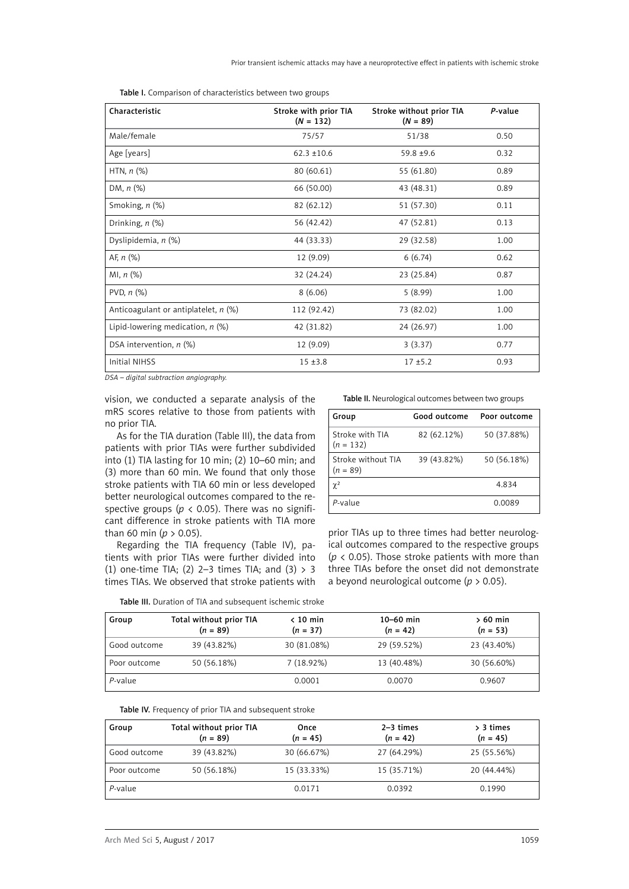Table I. Comparison of characteristics between two groups

| Characteristic | Stroke with prior TIA ($N$ = 132) | Stroke without prior TIA ($N$ = 89) | $P$-value |
|---|---|---|---|
| Male/female | 75/57 | 51/38 | 0.50 |
| Age [years] | 62.3 ±10.6 | 59.8 ±9.6 | 0.32 |
| HTN, $n$ (%) | 80 (60.61) | 55 (61.80) | 0.89 |
| DM, $n$ (%) | 66 (50.00) | 43 (48.31) | 0.89 |
| Smoking, $n$ (%) | 82 (62.12) | 51 (57.30) | 0.11 |
| Drinking, $n$ (%) | 56 (42.42) | 47 (52.81) | 0.13 |
| Dyslipidemia, $n$ (%) | 44 (33.33) | 29 (32.58) | 1.00 |
| AF, $n$ (%) | 12 (9.09) | 6 (6.74) | 0.62 |
| MI, $n$ (%) | 32 (24.24) | 23 (25.84) | 0.87 |
| PVD, $n$ (%) | 8 (6.06) | 5 (8.99) | 1.00 |
| Anticoagulant or antiplatelet, $n$ (%) | 112 (92.42) | 73 (82.02) | 1.00 |
| Lipid-lowering medication, $n$ (%) | 42 (31.82) | 24 (26.97) | 1.00 |
| DSA intervention, $n$ (%) | 12 (9.09) | 3 (3.37) | 0.77 |
| Initial NIHSS | 15 ±3.8 | 17 ±5.2 | 0.93 |

*DSA – digital subtraction angiography.*

vision, we conducted a separate analysis of the mRS scores relative to those from patients with no prior TIA.

As for the TIA duration (Table III), the data from patients with prior TIAs were further subdivided into (1) TIA lasting for 10 min; (2) 10–60 min; and (3) more than 60 min. We found that only those stroke patients with TIA 60 min or less developed better neurological outcomes compared to the respective groups ($p$ < 0.05). There was no significant difference in stroke patients with TIA more than 60 min ($p$ > 0.05).

Regarding the TIA frequency (Table IV), patients with prior TIAs were further divided into (1) one-time TIA; (2) 2–3 times TIA; and (3) > 3 times TIAs. We observed that stroke patients with prior TIAs up to three times had better neurological outcomes compared to the respective groups ($p$ < 0.05). Those stroke patients with more than three TIAs before the onset did not demonstrate a beyond neurological outcome ($p$ > 0.05).

Table II. Neurological outcomes between two groups

| Group | Good outcome | Poor outcome |
|---|---|---|
| Stroke with TIA ($n$ = 132) | 82 (62.12%) | 50 (37.88%) |
| Stroke without TIA ($n$ = 89) | 39 (43.82%) | 50 (56.18%) |
| $\chi^2$ | | 4.834 |
| $P$-value | | 0.0089 |

Table III. Duration of TIA and subsequent ischemic stroke

| Group | Total without prior TIA ($n$ = 89) | < 10 min ($n$ = 37) | 10–60 min ($n$ = 42) | > 60 min ($n$ = 53) |
|---|---|---|---|---|
| Good outcome | 39 (43.82%) | 30 (81.08%) | 29 (59.52%) | 23 (43.40%) |
| Poor outcome | 50 (56.18%) | 7 (18.92%) | 13 (40.48%) | 30 (56.60%) |
| $P$-value | | 0.0001 | 0.0070 | 0.9607 |

Table IV. Frequency of prior TIA and subsequent stroke

| Group | Total without prior TIA ($n$ = 89) | Once ($n$ = 45) | 2–3 times ($n$ = 42) | > 3 times ($n$ = 45) |
|---|---|---|---|---|
| Good outcome | 39 (43.82%) | 30 (66.67%) | 27 (64.29%) | 25 (55.56%) |
| Poor outcome | 50 (56.18%) | 15 (33.33%) | 15 (35.71%) | 20 (44.44%) |
| $P$-value | | 0.0171 | 0.0392 | 0.1990 |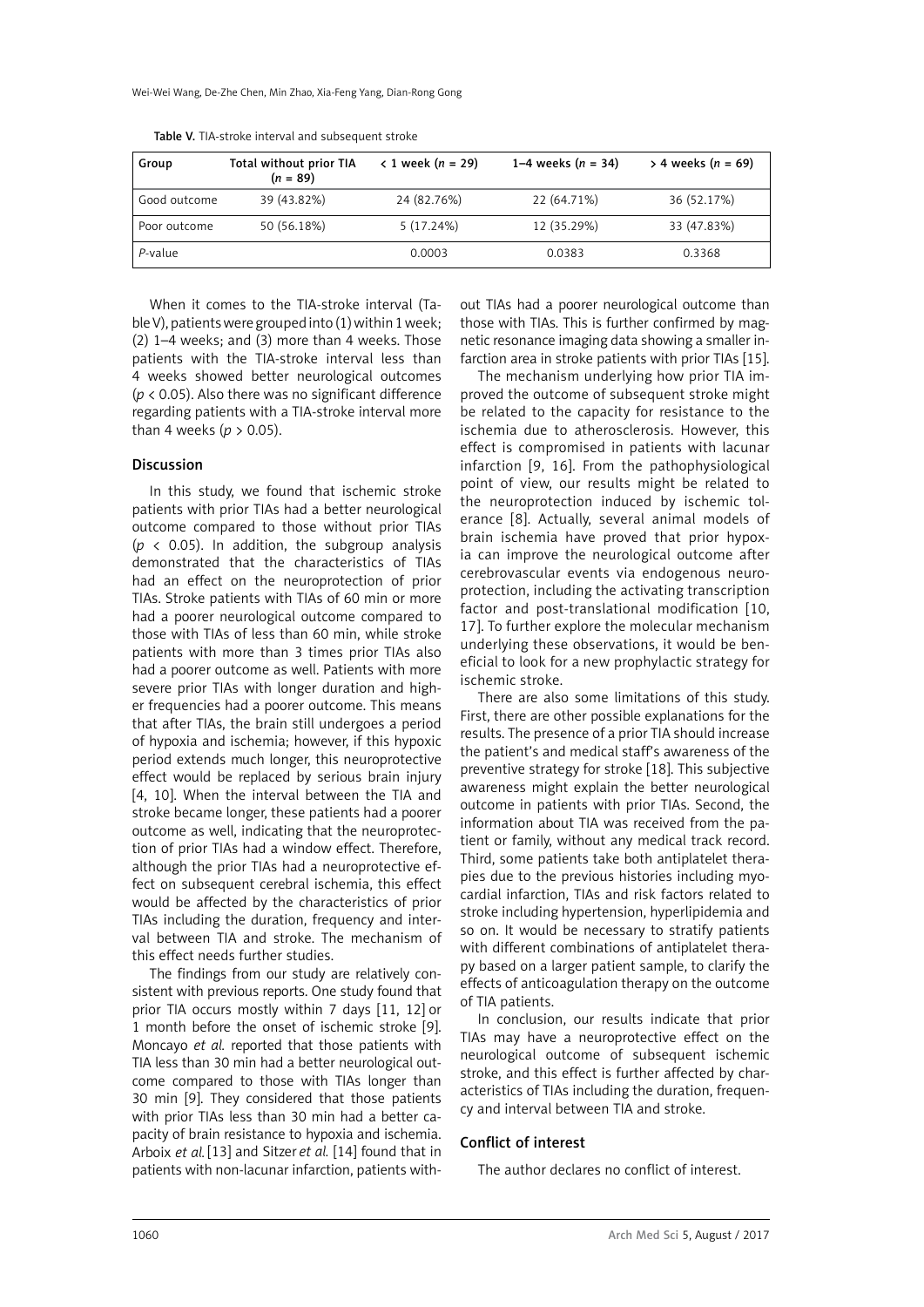Table V. TIA-stroke interval and subsequent stroke

| Group | Total without prior TIA ($n$ = 89) | < 1 week ($n$ = 29) | 1–4 weeks ($n$ = 34) | > 4 weeks ($n$ = 69) |
|---|---|---|---|---|
| Good outcome | 39 (43.82%) | 24 (82.76%) | 22 (64.71%) | 36 (52.17%) |
| Poor outcome | 50 (56.18%) | 5 (17.24%) | 12 (35.29%) | 33 (47.83%) |
| *P*-value | | 0.0003 | 0.0383 | 0.3368 |

When it comes to the TIA-stroke interval (Table V), patients were grouped into (1) within 1 week; (2) 1–4 weeks; and (3) more than 4 weeks. Those patients with the TIA-stroke interval less than 4 weeks showed better neurological outcomes ($p < 0.05$). Also there was no significant difference regarding patients with a TIA-stroke interval more than 4 weeks ($p > 0.05$).

## Discussion

In this study, we found that ischemic stroke patients with prior TIAs had a better neurological outcome compared to those without prior TIAs ($p < 0.05$). In addition, the subgroup analysis demonstrated that the characteristics of TIAs had an effect on the neuroprotection of prior TIAs. Stroke patients with TIAs of 60 min or more had a poorer neurological outcome compared to those with TIAs of less than 60 min, while stroke patients with more than 3 times prior TIAs also had a poorer outcome as well. Patients with more severe prior TIAs with longer duration and higher frequencies had a poorer outcome. This means that after TIAs, the brain still undergoes a period of hypoxia and ischemia; however, if this hypoxic period extends much longer, this neuroprotective effect would be replaced by serious brain injury [4, 10]. When the interval between the TIA and stroke became longer, these patients had a poorer outcome as well, indicating that the neuroprotection of prior TIAs had a window effect. Therefore, although the prior TIAs had a neuroprotective effect on subsequent cerebral ischemia, this effect would be affected by the characteristics of prior TIAs including the duration, frequency and interval between TIA and stroke. The mechanism of this effect needs further studies.

The findings from our study are relatively consistent with previous reports. One study found that prior TIA occurs mostly within 7 days [11, 12] or 1 month before the onset of ischemic stroke [9]. Moncayo *et al.* reported that those patients with TIA less than 30 min had a better neurological outcome compared to those with TIAs longer than 30 min [9]. They considered that those patients with prior TIAs less than 30 min had a better capacity of brain resistance to hypoxia and ischemia. Arboix *et al.* [13] and Sitzer *et al.* [14] found that in patients with non-lacunar infarction, patients without TIAs had a poorer neurological outcome than those with TIAs. This is further confirmed by magnetic resonance imaging data showing a smaller infarction area in stroke patients with prior TIAs [15].

The mechanism underlying how prior TIA improved the outcome of subsequent stroke might be related to the capacity for resistance to the ischemia due to atherosclerosis. However, this effect is compromised in patients with lacunar infarction [9, 16]. From the pathophysiological point of view, our results might be related to the neuroprotection induced by ischemic tolerance [8]. Actually, several animal models of brain ischemia have proved that prior hypoxia can improve the neurological outcome after cerebrovascular events via endogenous neuroprotection, including the activating transcription factor and post-translational modification [10, 17]. To further explore the molecular mechanism underlying these observations, it would be beneficial to look for a new prophylactic strategy for ischemic stroke.

There are also some limitations of this study. First, there are other possible explanations for the results. The presence of a prior TIA should increase the patient's and medical staff's awareness of the preventive strategy for stroke [18]. This subjective awareness might explain the better neurological outcome in patients with prior TIAs. Second, the information about TIA was received from the patient or family, without any medical track record. Third, some patients take both antiplatelet therapies due to the previous histories including myocardial infarction, TIAs and risk factors related to stroke including hypertension, hyperlipidemia and so on. It would be necessary to stratify patients with different combinations of antiplatelet therapy based on a larger patient sample, to clarify the effects of anticoagulation therapy on the outcome of TIA patients.

In conclusion, our results indicate that prior TIAs may have a neuroprotective effect on the neurological outcome of subsequent ischemic stroke, and this effect is further affected by characteristics of TIAs including the duration, frequency and interval between TIA and stroke.

## Conflict of interest

The author declares no conflict of interest.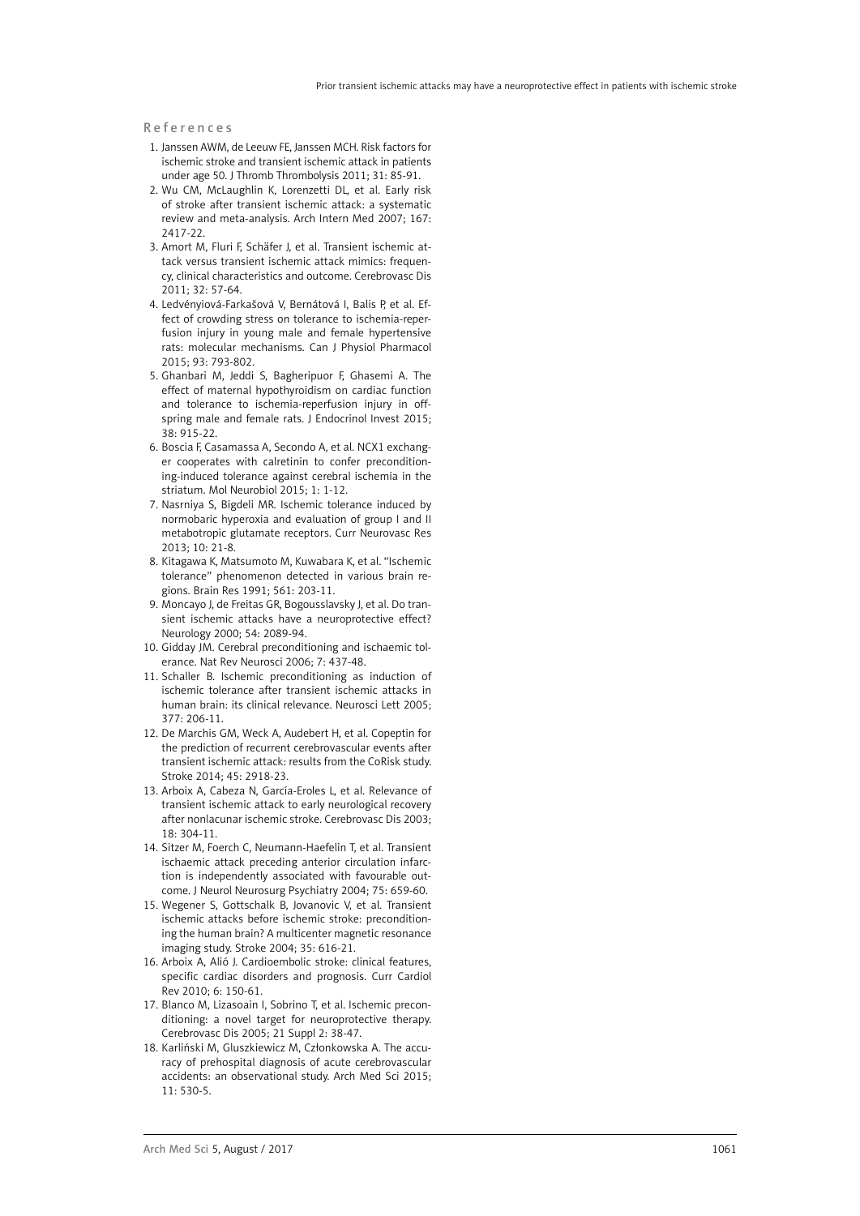## References

1. Janssen AWM, de Leeuw FE, Janssen MCH. Risk factors for ischemic stroke and transient ischemic attack in patients under age 50. J Thromb Thrombolysis 2011; 31: 85-91.
2. Wu CM, McLaughlin K, Lorenzetti DL, et al. Early risk of stroke after transient ischemic attack: a systematic review and meta-analysis. Arch Intern Med 2007; 167: 2417-22.
3. Amort M, Fluri F, Schäfer J, et al. Transient ischemic attack versus transient ischemic attack mimics: frequency, clinical characteristics and outcome. Cerebrovasc Dis 2011; 32: 57-64.
4. Ledvényiová-Farkašová V, Bernátová I, Balis P, et al. Effect of crowding stress on tolerance to ischemia-reperfusion injury in young male and female hypertensive rats: molecular mechanisms. Can J Physiol Pharmacol 2015; 93: 793-802.
5. Ghanbari M, Jeddi S, Bagheripuor F, Ghasemi A. The effect of maternal hypothyroidism on cardiac function and tolerance to ischemia-reperfusion injury in offspring male and female rats. J Endocrinol Invest 2015; 38: 915-22.
6. Boscia F, Casamassa A, Secondo A, et al. NCX1 exchanger cooperates with calretinin to confer preconditioning-induced tolerance against cerebral ischemia in the striatum. Mol Neurobiol 2015; 1: 1-12.
7. Nasrniya S, Bigdeli MR. Ischemic tolerance induced by normobaric hyperoxia and evaluation of group I and II metabotropic glutamate receptors. Curr Neurovasc Res 2013; 10: 21-8.
8. Kitagawa K, Matsumoto M, Kuwabara K, et al. "Ischemic tolerance" phenomenon detected in various brain regions. Brain Res 1991; 561: 203-11.
9. Moncayo J, de Freitas GR, Bogousslavsky J, et al. Do transient ischemic attacks have a neuroprotective effect? Neurology 2000; 54: 2089-94.
10. Gidday JM. Cerebral preconditioning and ischaemic tolerance. Nat Rev Neurosci 2006; 7: 437-48.
11. Schaller B. Ischemic preconditioning as induction of ischemic tolerance after transient ischemic attacks in human brain: its clinical relevance. Neurosci Lett 2005; 377: 206-11.
12. De Marchis GM, Weck A, Audebert H, et al. Copeptin for the prediction of recurrent cerebrovascular events after transient ischemic attack: results from the CoRisk study. Stroke 2014; 45: 2918-23.
13. Arboix A, Cabeza N, García-Eroles L, et al. Relevance of transient ischemic attack to early neurological recovery after nonlacunar ischemic stroke. Cerebrovasc Dis 2003; 18: 304-11.
14. Sitzer M, Foerch C, Neumann-Haefelin T, et al. Transient ischaemic attack preceding anterior circulation infarction is independently associated with favourable outcome. J Neurol Neurosurg Psychiatry 2004; 75: 659-60.
15. Wegener S, Gottschalk B, Jovanovic V, et al. Transient ischemic attacks before ischemic stroke: preconditioning the human brain? A multicenter magnetic resonance imaging study. Stroke 2004; 35: 616-21.
16. Arboix A, Alió J. Cardioembolic stroke: clinical features, specific cardiac disorders and prognosis. Curr Cardiol Rev 2010; 6: 150-61.
17. Blanco M, Lizasoain I, Sobrino T, et al. Ischemic preconditioning: a novel target for neuroprotective therapy. Cerebrovasc Dis 2005; 21 Suppl 2: 38-47.
18. Karliński M, Gluszkiewicz M, Członkowska A. The accuracy of prehospital diagnosis of acute cerebrovascular accidents: an observational study. Arch Med Sci 2015; 11: 530-5.